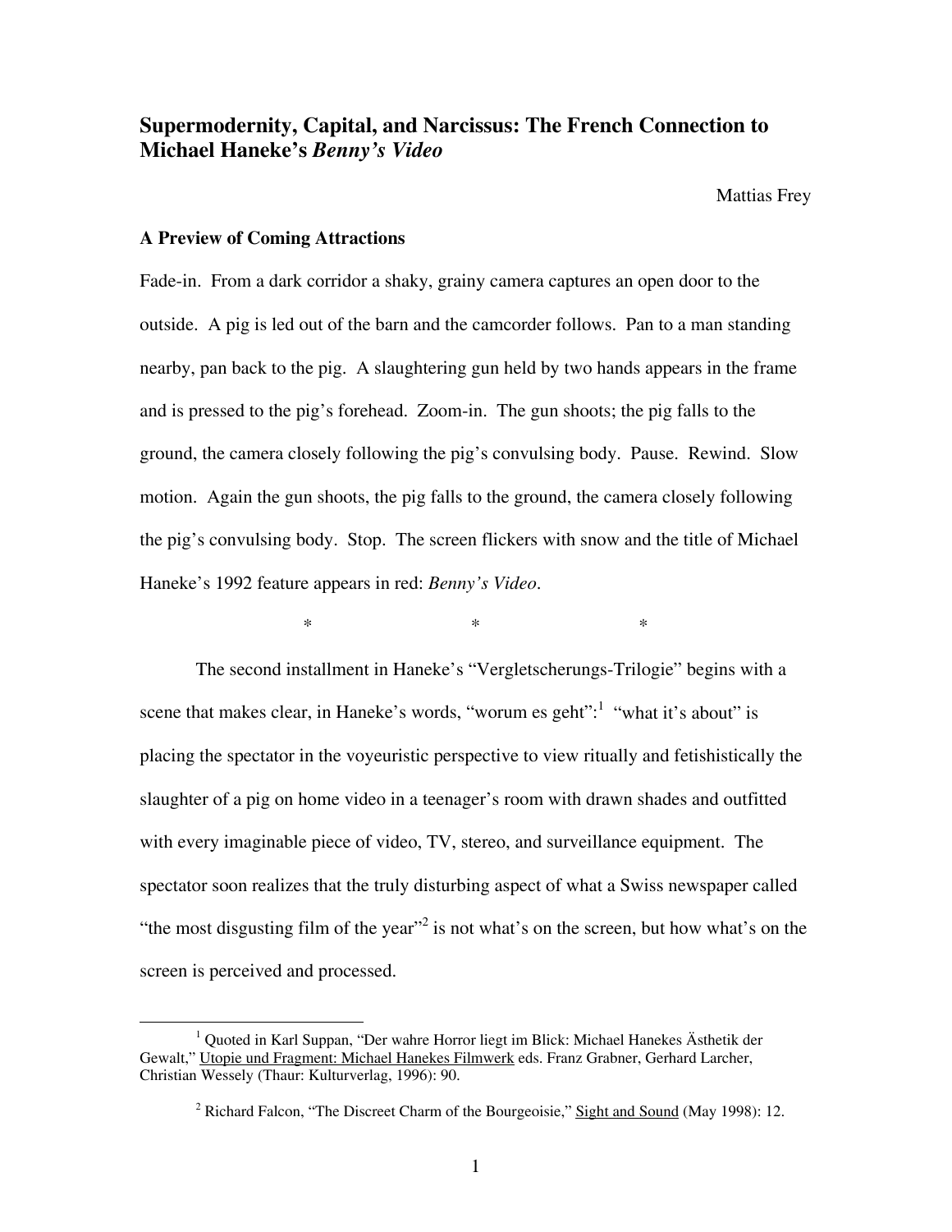# Supermodernity, Capital, and Narcissus: The French Connection to Michael Haneke's *Benny's Video*

Mattias Frey

## A Preview of Coming Attractions

Fade-in. From a dark corridor a shaky, grainy camera captures an open door to the outside. A pig is led out of the barn and the camcorder follows. Pan to a man standing nearby, pan back to the pig. A slaughtering gun held by two hands appears in the frame and is pressed to the pig's forehead. Zoom-in. The gun shoots; the pig falls to the ground, the camera closely following the pig's convulsing body. Pause. Rewind. Slow motion. Again the gun shoots, the pig falls to the ground, the camera closely following the pig's convulsing body. Stop. The screen flickers with snow and the title of Michael Haneke's 1992 feature appears in red: *Benny's Video*.

\* \* \*

The second installment in Haneke's "Vergletscherungs-Trilogie" begins with a scene that makes clear, in Haneke's words, "worum es geht":[1] "what it's about" is placing the spectator in the voyeuristic perspective to view ritually and fetishistically the slaughter of a pig on home video in a teenager's room with drawn shades and outfitted with every imaginable piece of video, TV, stereo, and surveillance equipment. The spectator soon realizes that the truly disturbing aspect of what a Swiss newspaper called "the most disgusting film of the year"[2] is not what's on the screen, but how what's on the screen is perceived and processed.

---

[1] Quoted in Karl Suppan, "Der wahre Horror liegt im Blick: Michael Hanekes Ästhetik der Gewalt," Utopie und Fragment: Michael Hanekes Filmwerk eds. Franz Grabner, Gerhard Larcher, Christian Wessely (Thaur: Kulturverlag, 1996): 90.

[2] Richard Falcon, "The Discreet Charm of the Bourgeoisie," Sight and Sound (May 1998): 12.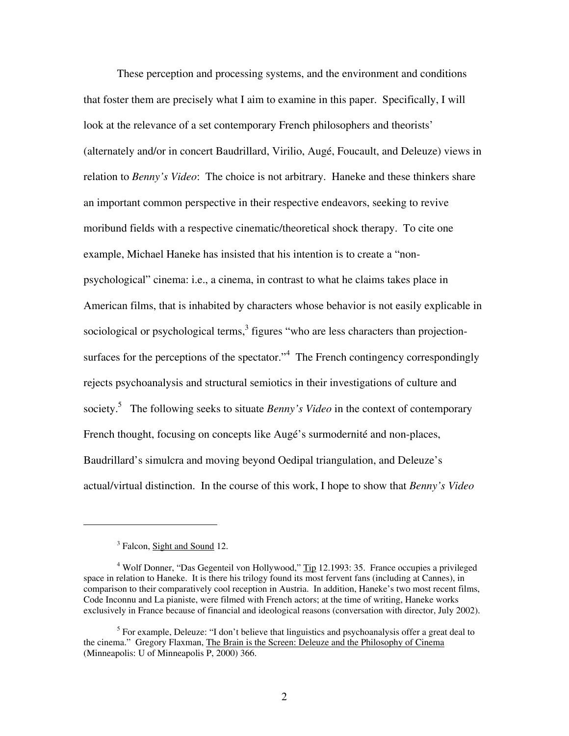These perception and processing systems, and the environment and conditions that foster them are precisely what I aim to examine in this paper. Specifically, I will look at the relevance of a set contemporary French philosophers and theorists' (alternately and/or in concert Baudrillard, Virilio, Augé, Foucault, and Deleuze) views in relation to *Benny's Video*: The choice is not arbitrary. Haneke and these thinkers share an important common perspective in their respective endeavors, seeking to revive moribund fields with a respective cinematic/theoretical shock therapy. To cite one example, Michael Haneke has insisted that his intention is to create a "non-psychological" cinema: i.e., a cinema, in contrast to what he claims takes place in American films, that is inhabited by characters whose behavior is not easily explicable in sociological or psychological terms,[3] figures "who are less characters than projection-surfaces for the perceptions of the spectator."[4] The French contingency correspondingly rejects psychoanalysis and structural semiotics in their investigations of culture and society.[5] The following seeks to situate *Benny's Video* in the context of contemporary French thought, focusing on concepts like Augé's surmodernité and non-places, Baudrillard's simulcra and moving beyond Oedipal triangulation, and Deleuze's actual/virtual distinction. In the course of this work, I hope to show that *Benny's Video*

---

[3] Falcon, Sight and Sound 12.

[4] Wolf Donner, "Das Gegenteil von Hollywood," Tip 12.1993: 35. France occupies a privileged space in relation to Haneke. It is there his trilogy found its most fervent fans (including at Cannes), in comparison to their comparatively cool reception in Austria. In addition, Haneke's two most recent films, Code Inconnu and La pianiste, were filmed with French actors; at the time of writing, Haneke works exclusively in France because of financial and ideological reasons (conversation with director, July 2002).

[5] For example, Deleuze: "I don't believe that linguistics and psychoanalysis offer a great deal to the cinema." Gregory Flaxman, The Brain is the Screen: Deleuze and the Philosophy of Cinema (Minneapolis: U of Minneapolis P, 2000) 366.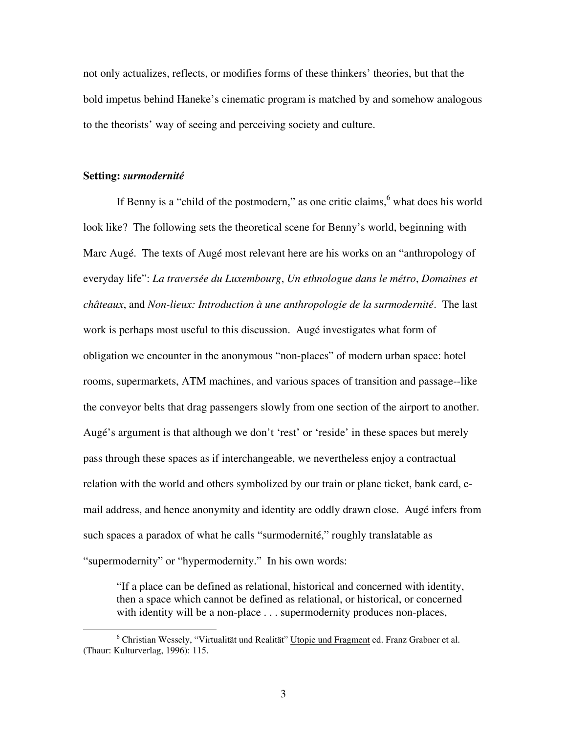not only actualizes, reflects, or modifies forms of these thinkers' theories, but that the bold impetus behind Haneke's cinematic program is matched by and somehow analogous to the theorists' way of seeing and perceiving society and culture.

## Setting: *surmodernité*

If Benny is a "child of the postmodern," as one critic claims,[6] what does his world look like? The following sets the theoretical scene for Benny's world, beginning with Marc Augé. The texts of Augé most relevant here are his works on an "anthropology of everyday life": *La traversée du Luxembourg*, *Un ethnologue dans le métro*, *Domaines et châteaux*, and *Non-lieux: Introduction à une anthropologie de la surmodernité*. The last work is perhaps most useful to this discussion. Augé investigates what form of obligation we encounter in the anonymous "non-places" of modern urban space: hotel rooms, supermarkets, ATM machines, and various spaces of transition and passage--like the conveyor belts that drag passengers slowly from one section of the airport to another. Augé's argument is that although we don't 'rest' or 'reside' in these spaces but merely pass through these spaces as if interchangeable, we nevertheless enjoy a contractual relation with the world and others symbolized by our train or plane ticket, bank card, e-mail address, and hence anonymity and identity are oddly drawn close. Augé infers from such spaces a paradox of what he calls "surmodernité," roughly translatable as "supermodernity" or "hypermodernity." In his own words:

> "If a place can be defined as relational, historical and concerned with identity, then a space which cannot be defined as relational, or historical, or concerned with identity will be a non-place . . . supermodernity produces non-places,

---

[6] Christian Wessely, "Virtualität und Realität" Utopie und Fragment ed. Franz Grabner et al. (Thaur: Kulturverlag, 1996): 115.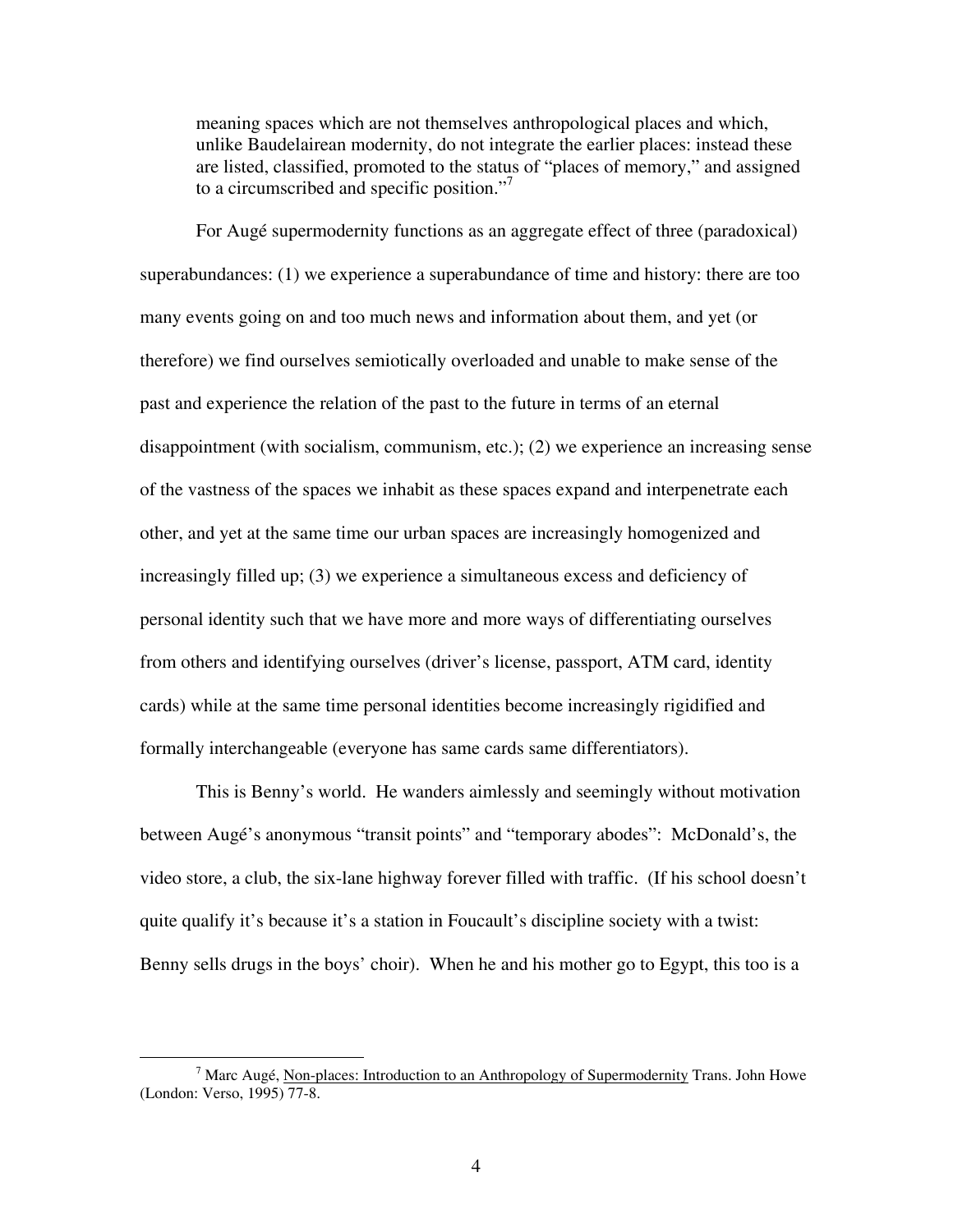meaning spaces which are not themselves anthropological places and which, unlike Baudelairean modernity, do not integrate the earlier places: instead these are listed, classified, promoted to the status of "places of memory," and assigned to a circumscribed and specific position."[7]

For Augé supermodernity functions as an aggregate effect of three (paradoxical) superabundances: (1) we experience a superabundance of time and history: there are too many events going on and too much news and information about them, and yet (or therefore) we find ourselves semiotically overloaded and unable to make sense of the past and experience the relation of the past to the future in terms of an eternal disappointment (with socialism, communism, etc.); (2) we experience an increasing sense of the vastness of the spaces we inhabit as these spaces expand and interpenetrate each other, and yet at the same time our urban spaces are increasingly homogenized and increasingly filled up; (3) we experience a simultaneous excess and deficiency of personal identity such that we have more and more ways of differentiating ourselves from others and identifying ourselves (driver's license, passport, ATM card, identity cards) while at the same time personal identities become increasingly rigidified and formally interchangeable (everyone has same cards same differentiators).

This is Benny's world. He wanders aimlessly and seemingly without motivation between Augé's anonymous "transit points" and "temporary abodes": McDonald's, the video store, a club, the six-lane highway forever filled with traffic. (If his school doesn't quite qualify it's because it's a station in Foucault's discipline society with a twist: Benny sells drugs in the boys' choir). When he and his mother go to Egypt, this too is a

[7] Marc Augé, Non-places: Introduction to an Anthropology of Supermodernity Trans. John Howe (London: Verso, 1995) 77-8.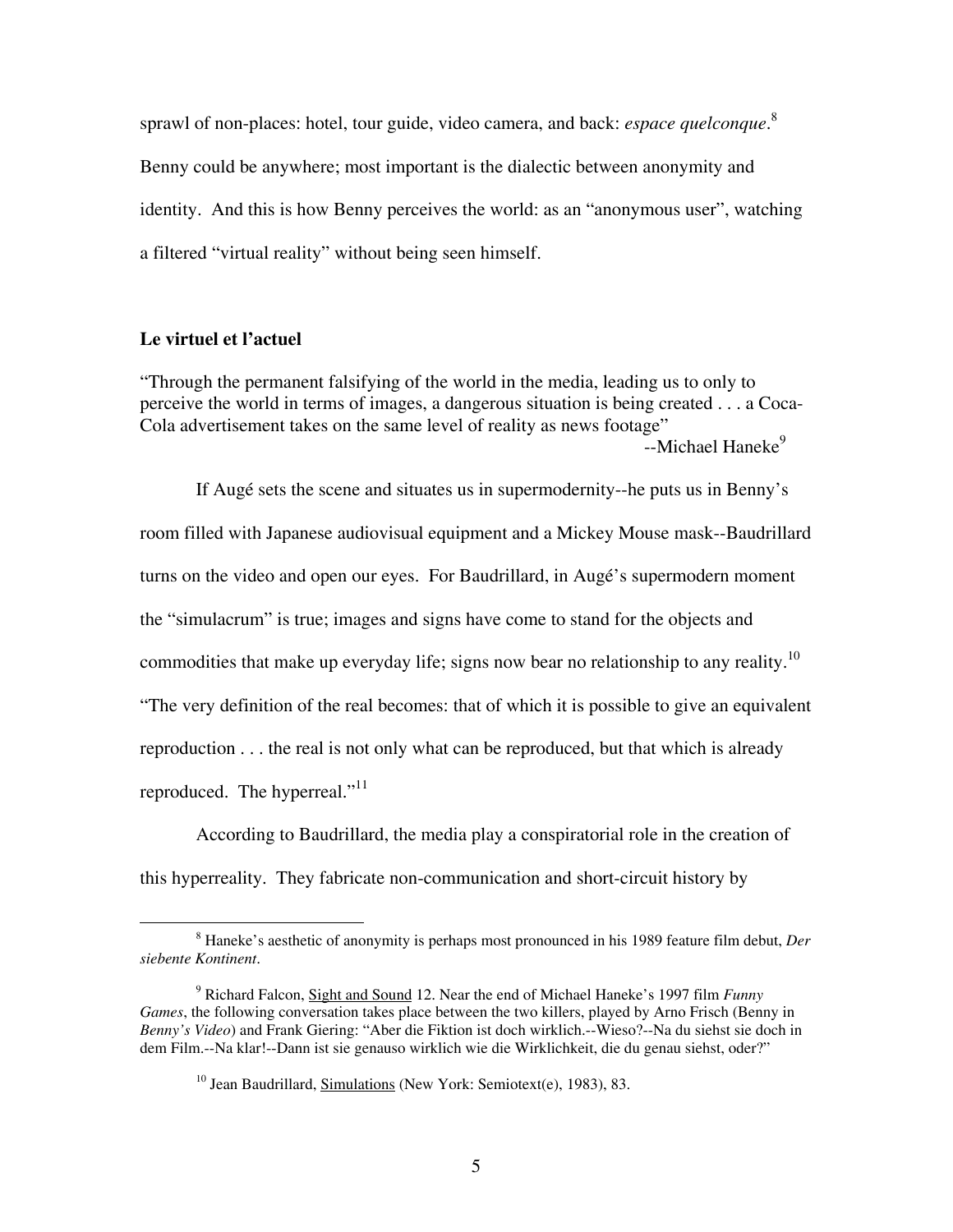sprawl of non-places: hotel, tour guide, video camera, and back: *espace quelconque*.[8] Benny could be anywhere; most important is the dialectic between anonymity and identity. And this is how Benny perceives the world: as an "anonymous user", watching a filtered "virtual reality" without being seen himself.

**Le virtuel et l'actuel**

"Through the permanent falsifying of the world in the media, leading us to only to perceive the world in terms of images, a dangerous situation is being created . . . a Coca-Cola advertisement takes on the same level of reality as news footage"

--Michael Haneke[9]

If Augé sets the scene and situates us in supermodernity--he puts us in Benny's room filled with Japanese audiovisual equipment and a Mickey Mouse mask--Baudrillard turns on the video and open our eyes. For Baudrillard, in Augé's supermodern moment the "simulacrum" is true; images and signs have come to stand for the objects and commodities that make up everyday life; signs now bear no relationship to any reality.[10] "The very definition of the real becomes: that of which it is possible to give an equivalent reproduction . . . the real is not only what can be reproduced, but that which is already reproduced. The hyperreal."[11]

According to Baudrillard, the media play a conspiratorial role in the creation of this hyperreality. They fabricate non-communication and short-circuit history by

---

[8] Haneke's aesthetic of anonymity is perhaps most pronounced in his 1989 feature film debut, *Der siebente Kontinent*.

[9] Richard Falcon, Sight and Sound 12. Near the end of Michael Haneke's 1997 film *Funny Games*, the following conversation takes place between the two killers, played by Arno Frisch (Benny in *Benny's Video*) and Frank Giering: "Aber die Fiktion ist doch wirklich.--Wieso?--Na du siehst sie doch in dem Film.--Na klar!--Dann ist sie genauso wirklich wie die Wirklichkeit, die du genau siehst, oder?"

[10] Jean Baudrillard, Simulations (New York: Semiotext(e), 1983), 83.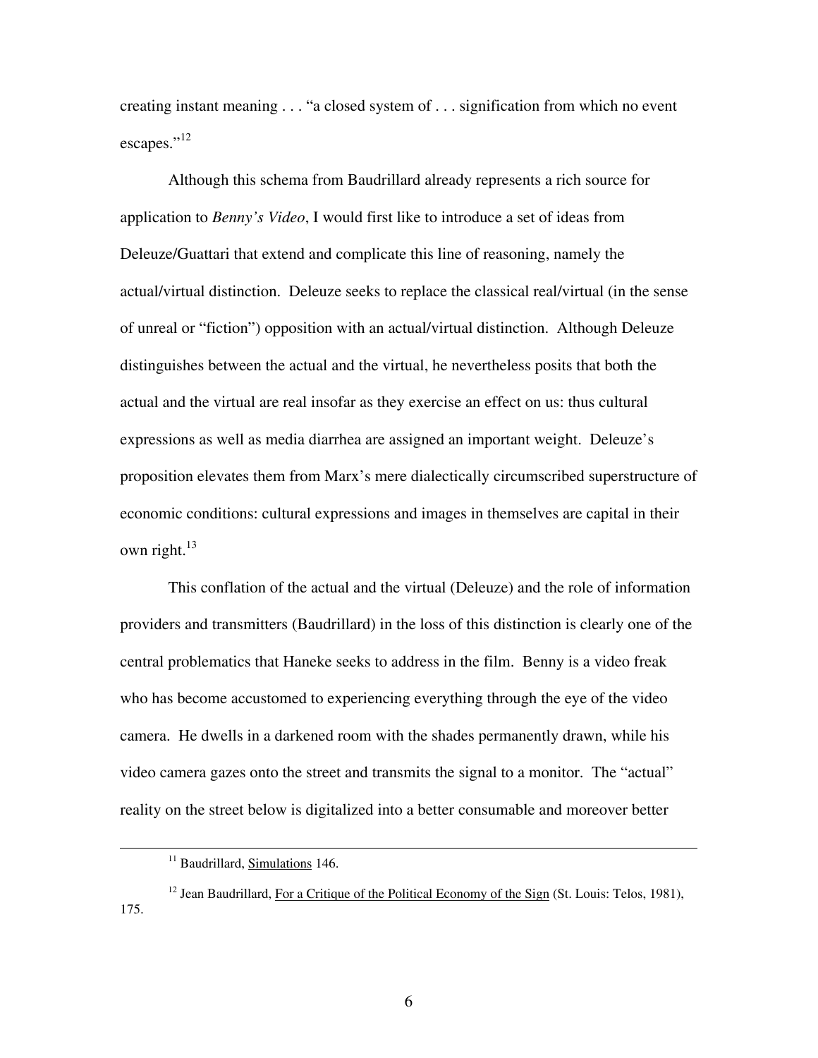creating instant meaning . . . "a closed system of . . . signification from which no event escapes."[12]

Although this schema from Baudrillard already represents a rich source for application to *Benny's Video*, I would first like to introduce a set of ideas from Deleuze/Guattari that extend and complicate this line of reasoning, namely the actual/virtual distinction. Deleuze seeks to replace the classical real/virtual (in the sense of unreal or "fiction") opposition with an actual/virtual distinction. Although Deleuze distinguishes between the actual and the virtual, he nevertheless posits that both the actual and the virtual are real insofar as they exercise an effect on us: thus cultural expressions as well as media diarrhea are assigned an important weight. Deleuze's proposition elevates them from Marx's mere dialectically circumscribed superstructure of economic conditions: cultural expressions and images in themselves are capital in their own right.[13]

This conflation of the actual and the virtual (Deleuze) and the role of information providers and transmitters (Baudrillard) in the loss of this distinction is clearly one of the central problematics that Haneke seeks to address in the film. Benny is a video freak who has become accustomed to experiencing everything through the eye of the video camera. He dwells in a darkened room with the shades permanently drawn, while his video camera gazes onto the street and transmits the signal to a monitor. The "actual" reality on the street below is digitalized into a better consumable and moreover better

---

[11] Baudrillard, Simulations 146.

[12] Jean Baudrillard, For a Critique of the Political Economy of the Sign (St. Louis: Telos, 1981), 175.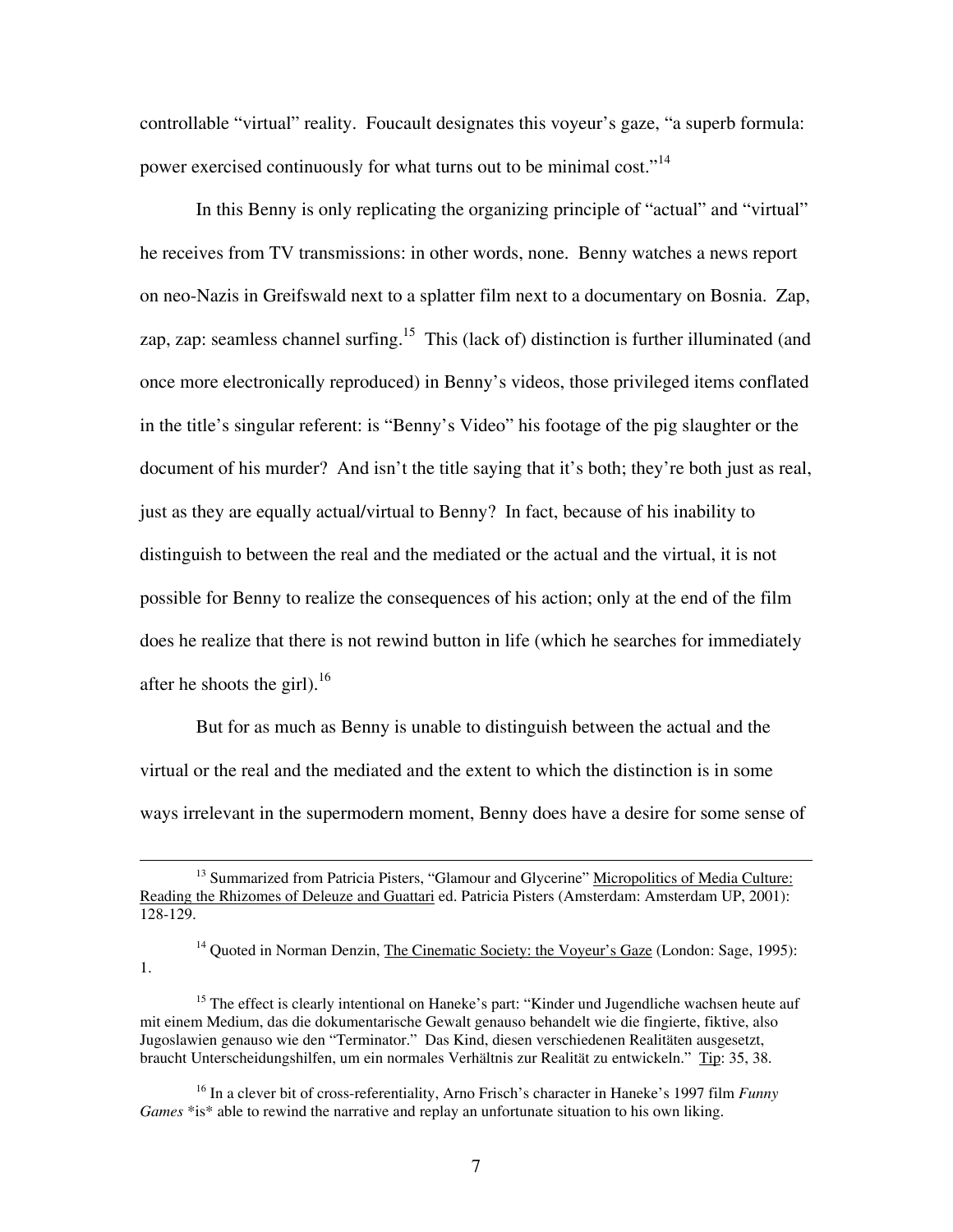controllable "virtual" reality. Foucault designates this voyeur's gaze, "a superb formula: power exercised continuously for what turns out to be minimal cost."[14]

In this Benny is only replicating the organizing principle of "actual" and "virtual" he receives from TV transmissions: in other words, none. Benny watches a news report on neo-Nazis in Greifswald next to a splatter film next to a documentary on Bosnia. Zap, zap, zap: seamless channel surfing.[15] This (lack of) distinction is further illuminated (and once more electronically reproduced) in Benny's videos, those privileged items conflated in the title's singular referent: is "Benny's Video" his footage of the pig slaughter or the document of his murder? And isn't the title saying that it's both; they're both just as real, just as they are equally actual/virtual to Benny? In fact, because of his inability to distinguish to between the real and the mediated or the actual and the virtual, it is not possible for Benny to realize the consequences of his action; only at the end of the film does he realize that there is not rewind button in life (which he searches for immediately after he shoots the girl).[16]

But for as much as Benny is unable to distinguish between the actual and the virtual or the real and the mediated and the extent to which the distinction is in some ways irrelevant in the supermodern moment, Benny does have a desire for some sense of

---

[13] Summarized from Patricia Pisters, "Glamour and Glycerine" Micropolitics of Media Culture: Reading the Rhizomes of Deleuze and Guattari ed. Patricia Pisters (Amsterdam: Amsterdam UP, 2001): 128-129.

[14] Quoted in Norman Denzin, The Cinematic Society: the Voyeur's Gaze (London: Sage, 1995): 1.

[15] The effect is clearly intentional on Haneke's part: "Kinder und Jugendliche wachsen heute auf mit einem Medium, das die dokumentarische Gewalt genauso behandelt wie die fingierte, fiktive, also Jugoslawien genauso wie den "Terminator." Das Kind, diesen verschiedenen Realitäten ausgesetzt, braucht Unterscheidungshilfen, um ein normales Verhältnis zur Realität zu entwickeln." Tip: 35, 38.

[16] In a clever bit of cross-referentiality, Arno Frisch's character in Haneke's 1997 film *Funny Games* *is* able to rewind the narrative and replay an unfortunate situation to his own liking.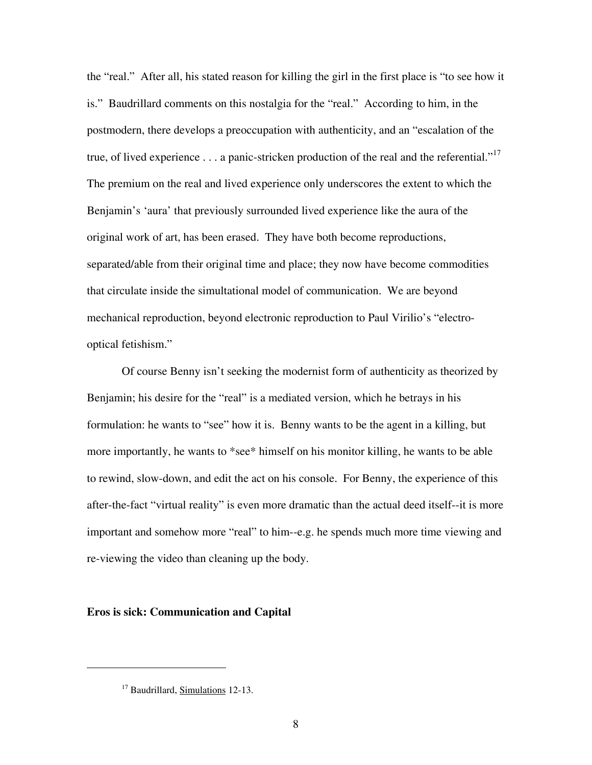the "real." After all, his stated reason for killing the girl in the first place is "to see how it is." Baudrillard comments on this nostalgia for the "real." According to him, in the postmodern, there develops a preoccupation with authenticity, and an "escalation of the true, of lived experience . . . a panic-stricken production of the real and the referential."[17] The premium on the real and lived experience only underscores the extent to which the Benjamin's 'aura' that previously surrounded lived experience like the aura of the original work of art, has been erased. They have both become reproductions, separated/able from their original time and place; they now have become commodities that circulate inside the simultational model of communication. We are beyond mechanical reproduction, beyond electronic reproduction to Paul Virilio's "electro-optical fetishism."

Of course Benny isn't seeking the modernist form of authenticity as theorized by Benjamin; his desire for the "real" is a mediated version, which he betrays in his formulation: he wants to "see" how it is. Benny wants to be the agent in a killing, but more importantly, he wants to *see* himself on his monitor killing, he wants to be able to rewind, slow-down, and edit the act on his console. For Benny, the experience of this after-the-fact "virtual reality" is even more dramatic than the actual deed itself--it is more important and somehow more "real" to him--e.g. he spends much more time viewing and re-viewing the video than cleaning up the body.

**Eros is sick: Communication and Capital**

---

[17] Baudrillard, Simulations 12-13.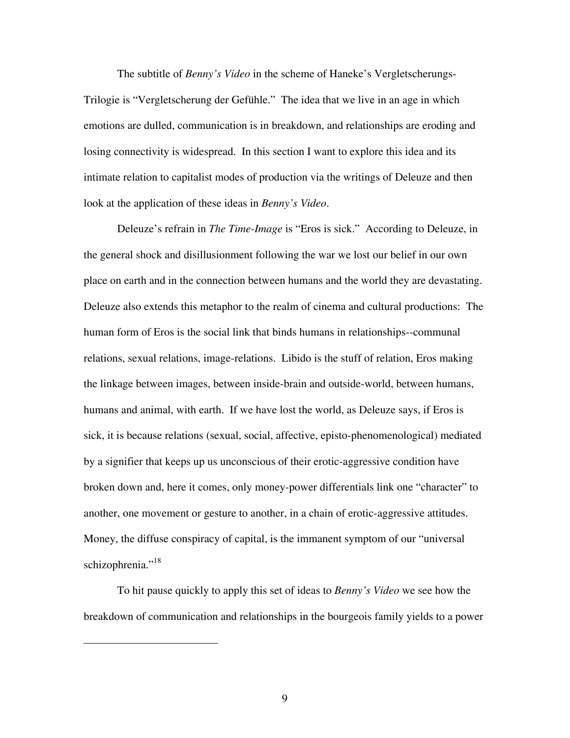The subtitle of *Benny's Video* in the scheme of Haneke's Vergletscherungs-Trilogie is "Vergletscherung der Gefühle." The idea that we live in an age in which emotions are dulled, communication is in breakdown, and relationships are eroding and losing connectivity is widespread. In this section I want to explore this idea and its intimate relation to capitalist modes of production via the writings of Deleuze and then look at the application of these ideas in *Benny's Video*.

Deleuze's refrain in *The Time-Image* is "Eros is sick." According to Deleuze, in the general shock and disillusionment following the war we lost our belief in our own place on earth and in the connection between humans and the world they are devastating. Deleuze also extends this metaphor to the realm of cinema and cultural productions: The human form of Eros is the social link that binds humans in relationships--communal relations, sexual relations, image-relations. Libido is the stuff of relation, Eros making the linkage between images, between inside-brain and outside-world, between humans, humans and animal, with earth. If we have lost the world, as Deleuze says, if Eros is sick, it is because relations (sexual, social, affective, episto-phenomenological) mediated by a signifier that keeps up us unconscious of their erotic-aggressive condition have broken down and, here it comes, only money-power differentials link one "character" to another, one movement or gesture to another, in a chain of erotic-aggressive attitudes. Money, the diffuse conspiracy of capital, is the immanent symptom of our "universal schizophrenia."[18]

To hit pause quickly to apply this set of ideas to *Benny's Video* we see how the breakdown of communication and relationships in the bourgeois family yields to a power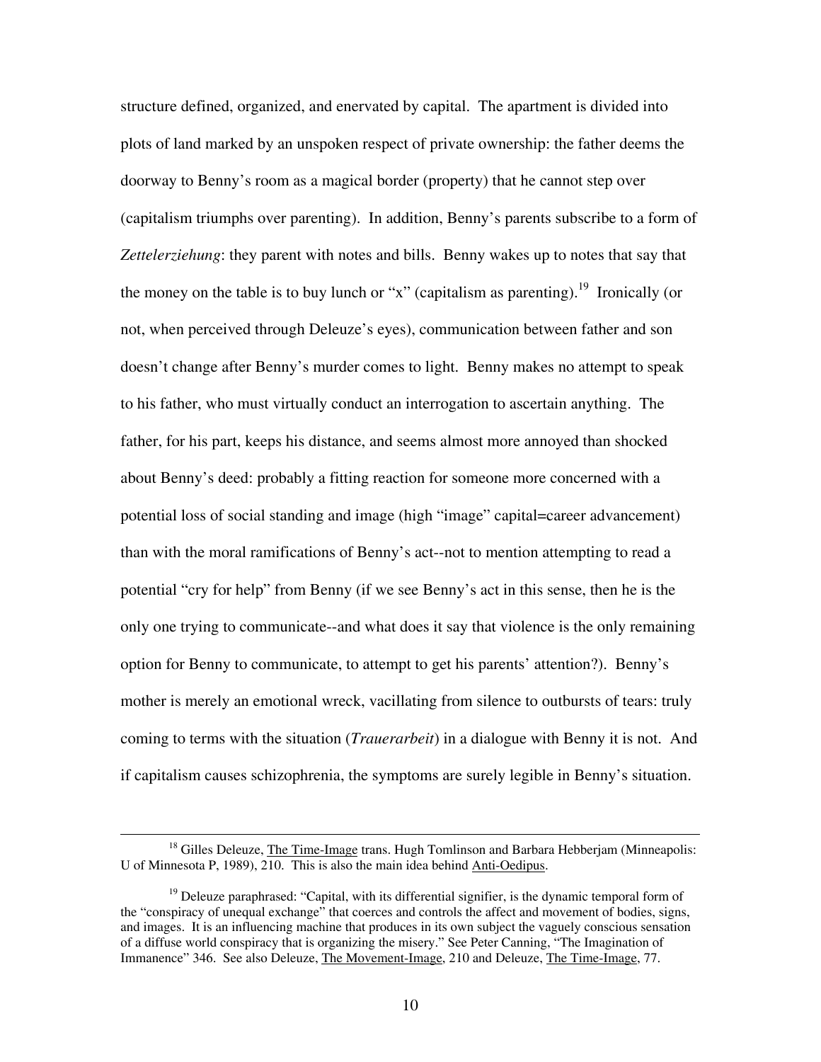structure defined, organized, and enervated by capital. The apartment is divided into plots of land marked by an unspoken respect of private ownership: the father deems the doorway to Benny's room as a magical border (property) that he cannot step over (capitalism triumphs over parenting). In addition, Benny's parents subscribe to a form of *Zettelerziehung*: they parent with notes and bills. Benny wakes up to notes that say that the money on the table is to buy lunch or "x" (capitalism as parenting).[19] Ironically (or not, when perceived through Deleuze's eyes), communication between father and son doesn't change after Benny's murder comes to light. Benny makes no attempt to speak to his father, who must virtually conduct an interrogation to ascertain anything. The father, for his part, keeps his distance, and seems almost more annoyed than shocked about Benny's deed: probably a fitting reaction for someone more concerned with a potential loss of social standing and image (high "image" capital=career advancement) than with the moral ramifications of Benny's act--not to mention attempting to read a potential "cry for help" from Benny (if we see Benny's act in this sense, then he is the only one trying to communicate--and what does it say that violence is the only remaining option for Benny to communicate, to attempt to get his parents' attention?). Benny's mother is merely an emotional wreck, vacillating from silence to outbursts of tears: truly coming to terms with the situation (*Trauerarbeit*) in a dialogue with Benny it is not. And if capitalism causes schizophrenia, the symptoms are surely legible in Benny's situation.

---

[18] Gilles Deleuze, The Time-Image trans. Hugh Tomlinson and Barbara Hebberjam (Minneapolis: U of Minnesota P, 1989), 210. This is also the main idea behind Anti-Oedipus.

[19] Deleuze paraphrased: "Capital, with its differential signifier, is the dynamic temporal form of the "conspiracy of unequal exchange" that coerces and controls the affect and movement of bodies, signs, and images. It is an influencing machine that produces in its own subject the vaguely conscious sensation of a diffuse world conspiracy that is organizing the misery." See Peter Canning, "The Imagination of Immanence" 346. See also Deleuze, The Movement-Image, 210 and Deleuze, The Time-Image, 77.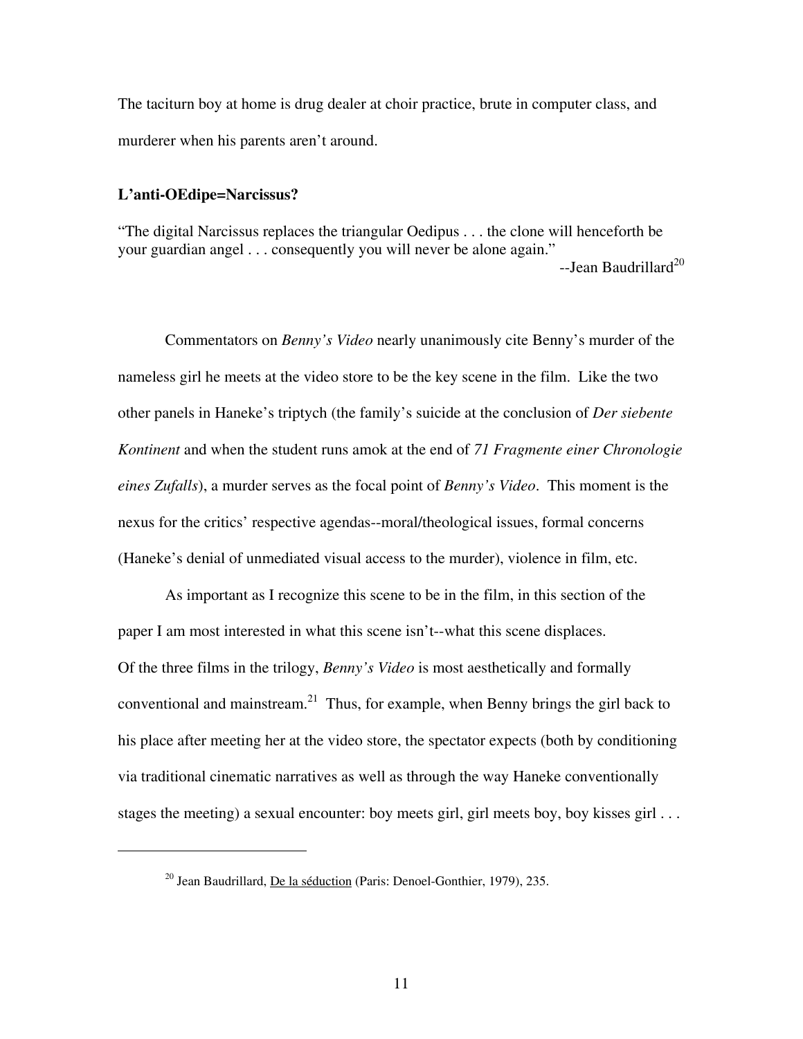The taciturn boy at home is drug dealer at choir practice, brute in computer class, and murderer when his parents aren't around.

## L'anti-OEdipe=Narcissus?

"The digital Narcissus replaces the triangular Oedipus . . . the clone will henceforth be your guardian angel . . . consequently you will never be alone again."

--Jean Baudrillard[20]

Commentators on *Benny's Video* nearly unanimously cite Benny's murder of the nameless girl he meets at the video store to be the key scene in the film. Like the two other panels in Haneke's triptych (the family's suicide at the conclusion of *Der siebente Kontinent* and when the student runs amok at the end of *71 Fragmente einer Chronologie eines Zufalls*), a murder serves as the focal point of *Benny's Video*. This moment is the nexus for the critics' respective agendas--moral/theological issues, formal concerns (Haneke's denial of unmediated visual access to the murder), violence in film, etc.

As important as I recognize this scene to be in the film, in this section of the paper I am most interested in what this scene isn't--what this scene displaces.
Of the three films in the trilogy, *Benny's Video* is most aesthetically and formally conventional and mainstream.[21] Thus, for example, when Benny brings the girl back to his place after meeting her at the video store, the spectator expects (both by conditioning via traditional cinematic narratives as well as through the way Haneke conventionally stages the meeting) a sexual encounter: boy meets girl, girl meets boy, boy kisses girl . . .

---

[20] Jean Baudrillard, De la séduction (Paris: Denoel-Gonthier, 1979), 235.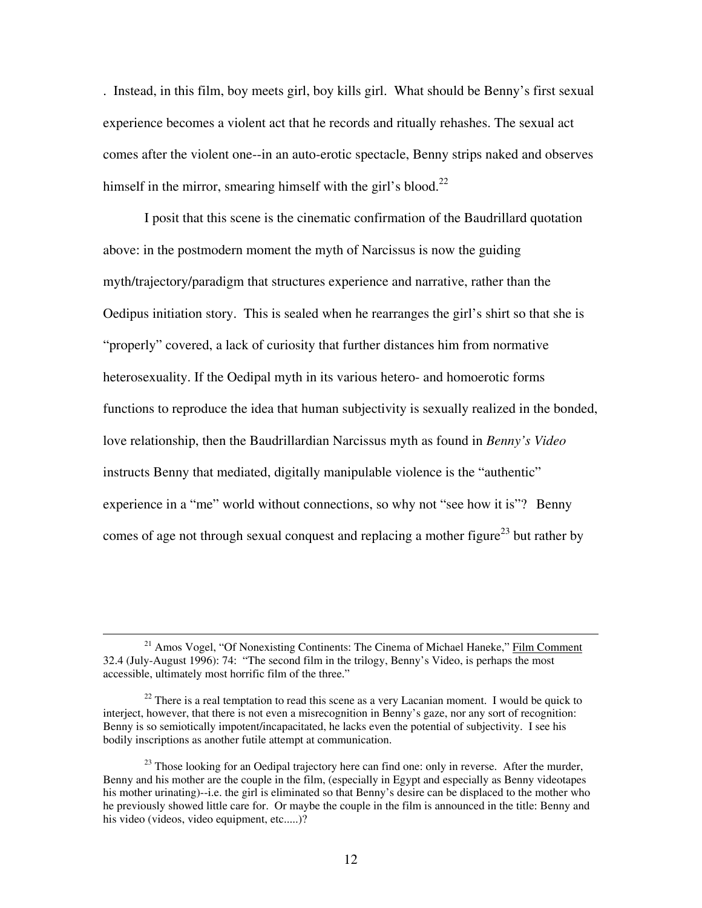. Instead, in this film, boy meets girl, boy kills girl. What should be Benny's first sexual experience becomes a violent act that he records and ritually rehashes. The sexual act comes after the violent one--in an auto-erotic spectacle, Benny strips naked and observes himself in the mirror, smearing himself with the girl's blood.[22]

I posit that this scene is the cinematic confirmation of the Baudrillard quotation above: in the postmodern moment the myth of Narcissus is now the guiding myth/trajectory/paradigm that structures experience and narrative, rather than the Oedipus initiation story. This is sealed when he rearranges the girl's shirt so that she is "properly" covered, a lack of curiosity that further distances him from normative heterosexuality. If the Oedipal myth in its various hetero- and homoerotic forms functions to reproduce the idea that human subjectivity is sexually realized in the bonded, love relationship, then the Baudrillardian Narcissus myth as found in *Benny's Video* instructs Benny that mediated, digitally manipulable violence is the "authentic" experience in a "me" world without connections, so why not "see how it is"? Benny comes of age not through sexual conquest and replacing a mother figure[23] but rather by

---

[21] Amos Vogel, "Of Nonexisting Continents: The Cinema of Michael Haneke," Film Comment 32.4 (July-August 1996): 74: "The second film in the trilogy, Benny's Video, is perhaps the most accessible, ultimately most horrific film of the three."

[22] There is a real temptation to read this scene as a very Lacanian moment. I would be quick to interject, however, that there is not even a misrecognition in Benny's gaze, nor any sort of recognition: Benny is so semiotically impotent/incapacitated, he lacks even the potential of subjectivity. I see his bodily inscriptions as another futile attempt at communication.

[23] Those looking for an Oedipal trajectory here can find one: only in reverse. After the murder, Benny and his mother are the couple in the film, (especially in Egypt and especially as Benny videotapes his mother urinating)--i.e. the girl is eliminated so that Benny's desire can be displaced to the mother who he previously showed little care for. Or maybe the couple in the film is announced in the title: Benny and his video (videos, video equipment, etc.....)?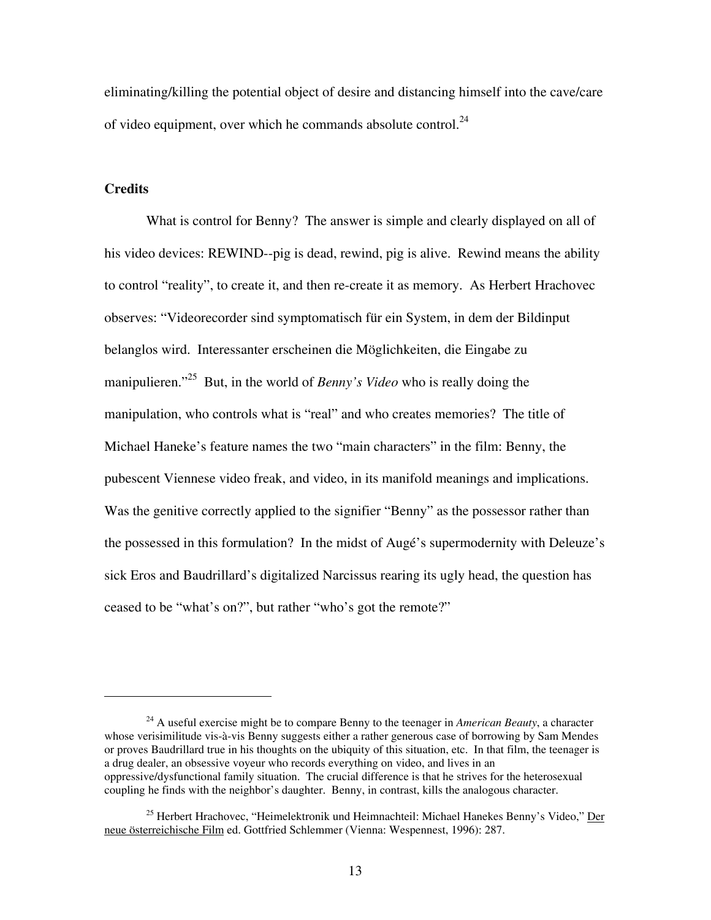eliminating/killing the potential object of desire and distancing himself into the cave/care of video equipment, over which he commands absolute control.[24]

**Credits**

What is control for Benny? The answer is simple and clearly displayed on all of his video devices: REWIND--pig is dead, rewind, pig is alive. Rewind means the ability to control "reality", to create it, and then re-create it as memory. As Herbert Hrachovec observes: "Videorecorder sind symptomatisch für ein System, in dem der Bildinput belanglos wird. Interessanter erscheinen die Möglichkeiten, die Eingabe zu manipulieren."[25] But, in the world of *Benny's Video* who is really doing the manipulation, who controls what is "real" and who creates memories? The title of Michael Haneke's feature names the two "main characters" in the film: Benny, the pubescent Viennese video freak, and video, in its manifold meanings and implications. Was the genitive correctly applied to the signifier "Benny" as the possessor rather than the possessed in this formulation? In the midst of Augé's supermodernity with Deleuze's sick Eros and Baudrillard's digitalized Narcissus rearing its ugly head, the question has ceased to be "what's on?", but rather "who's got the remote?"

---

[24] A useful exercise might be to compare Benny to the teenager in *American Beauty*, a character whose verisimilitude vis-à-vis Benny suggests either a rather generous case of borrowing by Sam Mendes or proves Baudrillard true in his thoughts on the ubiquity of this situation, etc. In that film, the teenager is a drug dealer, an obsessive voyeur who records everything on video, and lives in an oppressive/dysfunctional family situation. The crucial difference is that he strives for the heterosexual coupling he finds with the neighbor's daughter. Benny, in contrast, kills the analogous character.

[25] Herbert Hrachovec, "Heimelektronik und Heimnachteil: Michael Hanekes Benny's Video," Der neue österreichische Film ed. Gottfried Schlemmer (Vienna: Wespennest, 1996): 287.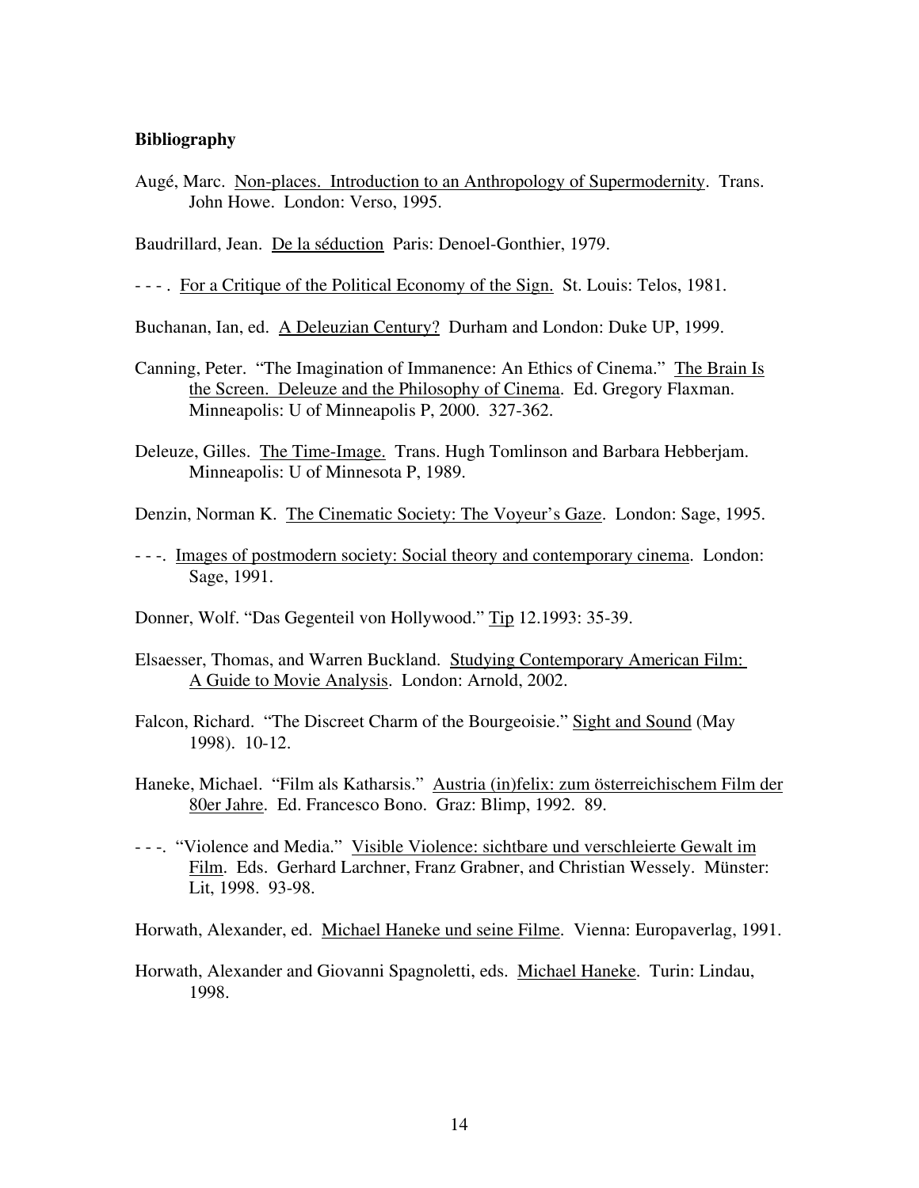**Bibliography**

Augé, Marc. Non-places. Introduction to an Anthropology of Supermodernity. Trans. John Howe. London: Verso, 1995.

Baudrillard, Jean. De la séduction Paris: Denoel-Gonthier, 1979.

- - - . For a Critique of the Political Economy of the Sign. St. Louis: Telos, 1981.

Buchanan, Ian, ed. A Deleuzian Century? Durham and London: Duke UP, 1999.

Canning, Peter. "The Imagination of Immanence: An Ethics of Cinema." The Brain Is the Screen. Deleuze and the Philosophy of Cinema. Ed. Gregory Flaxman. Minneapolis: U of Minneapolis P, 2000. 327-362.

Deleuze, Gilles. The Time-Image. Trans. Hugh Tomlinson and Barbara Hebberjam. Minneapolis: U of Minnesota P, 1989.

Denzin, Norman K. The Cinematic Society: The Voyeur's Gaze. London: Sage, 1995.

- - -. Images of postmodern society: Social theory and contemporary cinema. London: Sage, 1991.

Donner, Wolf. "Das Gegenteil von Hollywood." Tip 12.1993: 35-39.

Elsaesser, Thomas, and Warren Buckland. Studying Contemporary American Film: A Guide to Movie Analysis. London: Arnold, 2002.

Falcon, Richard. "The Discreet Charm of the Bourgeoisie." Sight and Sound (May 1998). 10-12.

Haneke, Michael. "Film als Katharsis." Austria (in)felix: zum österreichischem Film der 80er Jahre. Ed. Francesco Bono. Graz: Blimp, 1992. 89.

- - -. "Violence and Media." Visible Violence: sichtbare und verschleierte Gewalt im Film. Eds. Gerhard Larchner, Franz Grabner, and Christian Wessely. Münster: Lit, 1998. 93-98.

Horwath, Alexander, ed. Michael Haneke und seine Filme. Vienna: Europaverlag, 1991.

Horwath, Alexander and Giovanni Spagnoletti, eds. Michael Haneke. Turin: Lindau, 1998.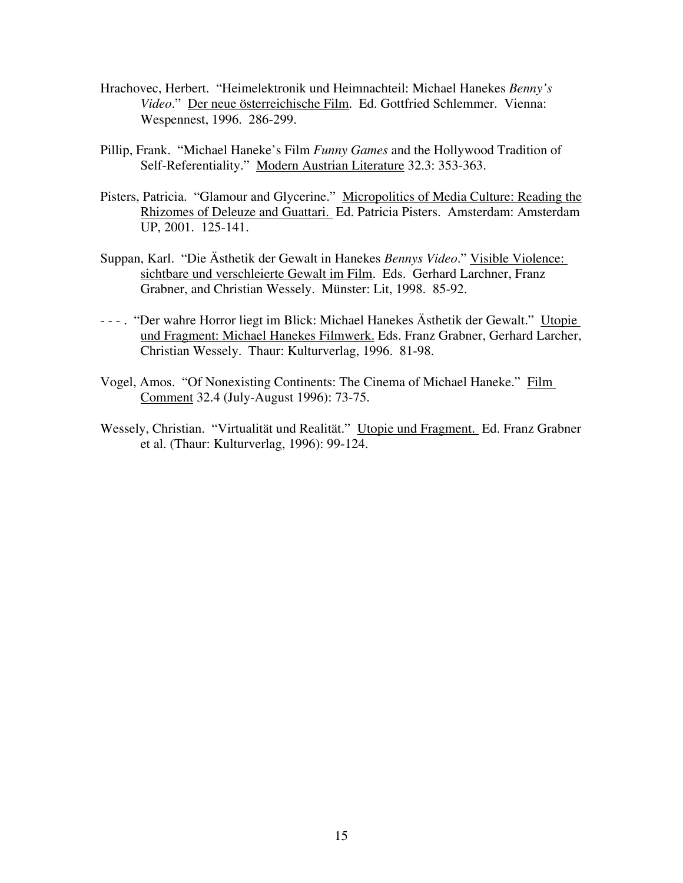Hrachovec, Herbert. "Heimelektronik und Heimnachteil: Michael Hanekes *Benny's Video*." Der neue österreichische Film. Ed. Gottfried Schlemmer. Vienna: Wespennest, 1996. 286-299.

Pillip, Frank. "Michael Haneke's Film *Funny Games* and the Hollywood Tradition of Self-Referentiality." Modern Austrian Literature 32.3: 353-363.

Pisters, Patricia. "Glamour and Glycerine." Micropolitics of Media Culture: Reading the Rhizomes of Deleuze and Guattari. Ed. Patricia Pisters. Amsterdam: Amsterdam UP, 2001. 125-141.

Suppan, Karl. "Die Ästhetik der Gewalt in Hanekes *Bennys Video*." Visible Violence: sichtbare und verschleierte Gewalt im Film. Eds. Gerhard Larchner, Franz Grabner, and Christian Wessely. Münster: Lit, 1998. 85-92.

- - - . "Der wahre Horror liegt im Blick: Michael Hanekes Ästhetik der Gewalt." Utopie und Fragment: Michael Hanekes Filmwerk. Eds. Franz Grabner, Gerhard Larcher, Christian Wessely. Thaur: Kulturverlag, 1996. 81-98.

Vogel, Amos. "Of Nonexisting Continents: The Cinema of Michael Haneke." Film Comment 32.4 (July-August 1996): 73-75.

Wessely, Christian. "Virtualität und Realität." Utopie und Fragment. Ed. Franz Grabner et al. (Thaur: Kulturverlag, 1996): 99-124.